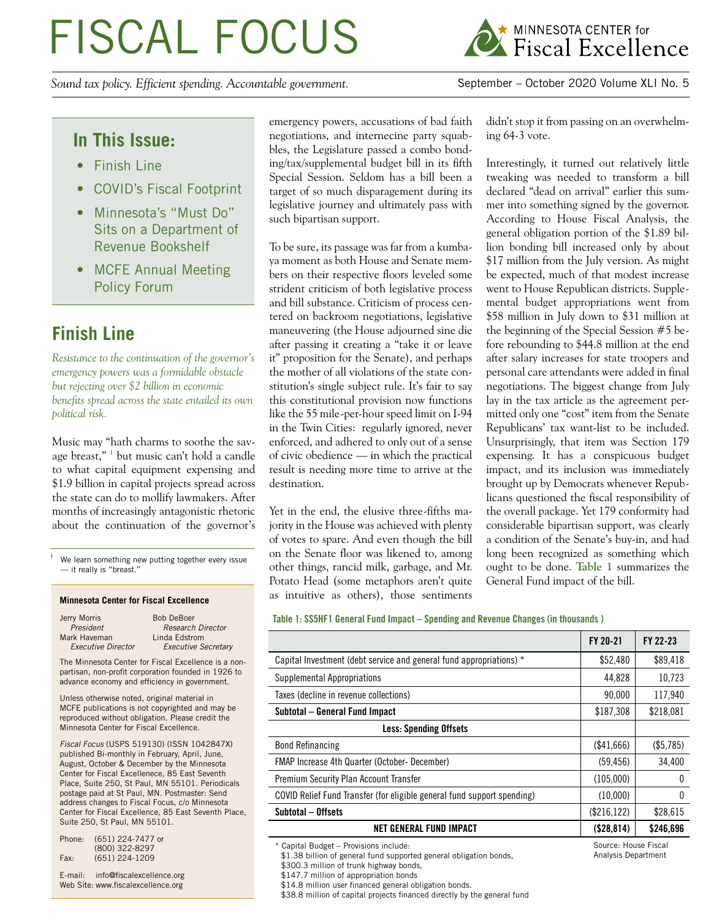# FISCAL FOCUS

MINNESOTA CENTER for Fiscal Excellence

*Sound tax policy. Efficient spending. Accountable government.*

September – October 2020 Volume XLI No. 5

## In This Issue:

- Finish Line
- COVID's Fiscal Footprint
- Minnesota's "Must Do" Sits on a Department of Revenue Bookshelf
- MCFE Annual Meeting Policy Forum

## Finish Line

*Resistance to the continuation of the governor's emergency powers was a formidable obstacle but rejecting over $2 billion in economic benefits spread across the state entailed its own political risk.*

Music may "hath charms to soothe the savage breast," [1] but music can't hold a candle to what capital equipment expensing and $1.9 billion in capital projects spread across the state can do to mollify lawmakers. After months of increasingly antagonistic rhetoric about the continuation of the governor's emergency powers, accusations of bad faith negotiations, and internecine party squabbles, the Legislature passed a combo bonding/tax/supplemental budget bill in its fifth Special Session. Seldom has a bill been a target of so much disparagement during its legislative journey and ultimately pass with such bipartisan support.

To be sure, its passage was far from a kumbaya moment as both House and Senate members on their respective floors leveled some strident criticism of both legislative process and bill substance. Criticism of process centered on backroom negotiations, legislative maneuvering (the House adjourned sine die after passing it creating a "take it or leave it" proposition for the Senate), and perhaps the mother of all violations of the state constitution's single subject rule. It's fair to say this constitutional provision now functions like the 55 mile-per-hour speed limit on I-94 in the Twin Cities: regularly ignored, never enforced, and adhered to only out of a sense of civic obedience — in which the practical result is needing more time to arrive at the destination.

Yet in the end, the elusive three-fifths majority in the House was achieved with plenty of votes to spare. And even though the bill on the Senate floor was likened to, among other things, rancid milk, garbage, and Mr. Potato Head (some metaphors aren't quite as intuitive as others), those sentiments didn't stop it from passing on an overwhelming 64-3 vote.

Interestingly, it turned out relatively little tweaking was needed to transform a bill declared "dead on arrival" earlier this summer into something signed by the governor. According to House Fiscal Analysis, the general obligation portion of the $1.89 billion bonding bill increased only by about $17 million from the July version. As might be expected, much of that modest increase went to House Republican districts. Supplemental budget appropriations went from $58 million in July down to $31 million at the beginning of the Special Session #5 before rebounding to $44.8 million at the end after salary increases for state troopers and personal care attendants were added in final negotiations. The biggest change from July lay in the tax article as the agreement permitted only one "cost" item from the Senate Republicans' tax want-list to be included. Unsurprisingly, that item was Section 179 expensing. It has a conspicuous budget impact, and its inclusion was immediately brought up by Democrats whenever Republicans questioned the fiscal responsibility of the overall package. Yet 179 conformity had considerable bipartisan support, was clearly a condition of the Senate's buy-in, and had long been recognized as something which ought to be done. **Table 1** summarizes the General Fund impact of the bill.

**Table 1: SS5HF1 General Fund Impact – Spending and Revenue Changes (in thousands )**

| | FY 20-21 | FY 22-23 |
|---|---|---|
| Capital Investment (debt service and general fund appropriations) * | $52,480 | $89,418 |
| Supplemental Appropriations | 44,828 | 10,723 |
| Taxes (decline in revenue collections) | 90,000 | 117,940 |
| **Subtotal – General Fund Impact** | $187,308 | $218,081 |
| **Less: Spending Offsets** | | |
| Bond Refinancing | ($41,666) | ($5,785) |
| FMAP Increase 4th Quarter (October- December) | (59,456) | 34,400 |
| Premium Security Plan Account Transfer | (105,000) | 0 |
| COVID Relief Fund Transfer (for eligible general fund support spending) | (10,000) | 0 |
| **Subtotal – Offsets** | ($216,122) | $28,615 |
| **NET GENERAL FUND IMPACT** | **($28,814)** | **$246,696** |

\* Capital Budget – Provisions include:
$1.38 billion of general fund supported general obligation bonds,
$300.3 million of trunk highway bonds,
$147.7 million of appropriation bonds
$14.8 million user financed general obligation bonds.
$38.8 million of capital projects financed directly by the general fund

Source: House Fiscal Analysis Department

[1] We learn something new putting together every issue — it really is "breast."

---

**Minnesota Center for Fiscal Excellence**

Jerry Morris, *President*
Mark Haveman, *Executive Director*
Bob DeBoer, *Research Director*
Linda Edstrom, *Executive Secretary*

The Minnesota Center for Fiscal Excellence is a non-partisan, non-profit corporation founded in 1926 to advance economy and efficiency in government.

Unless otherwise noted, original material in MCFE publications is not copyrighted and may be reproduced without obligation. Please credit the Minnesota Center for Fiscal Excellence.

*Fiscal Focus* (USPS 519130) (ISSN 1042847X) published Bi-monthly in February, April, June, August, October & December by the Minnesota Center for Fiscal Excellence, 85 East Seventh Place, Suite 250, St Paul, MN 55101. Periodicals postage paid at St Paul, MN. Postmaster: Send address changes to Fiscal Focus, c/o Minnesota Center for Fiscal Excellence, 85 East Seventh Place, Suite 250, St Paul, MN 55101.

Phone: (651) 224-7477 or (800) 322-8297
Fax: (651) 224-1209

E-mail: info@fiscalexcellence.org
Web Site: www.fiscalexcellence.org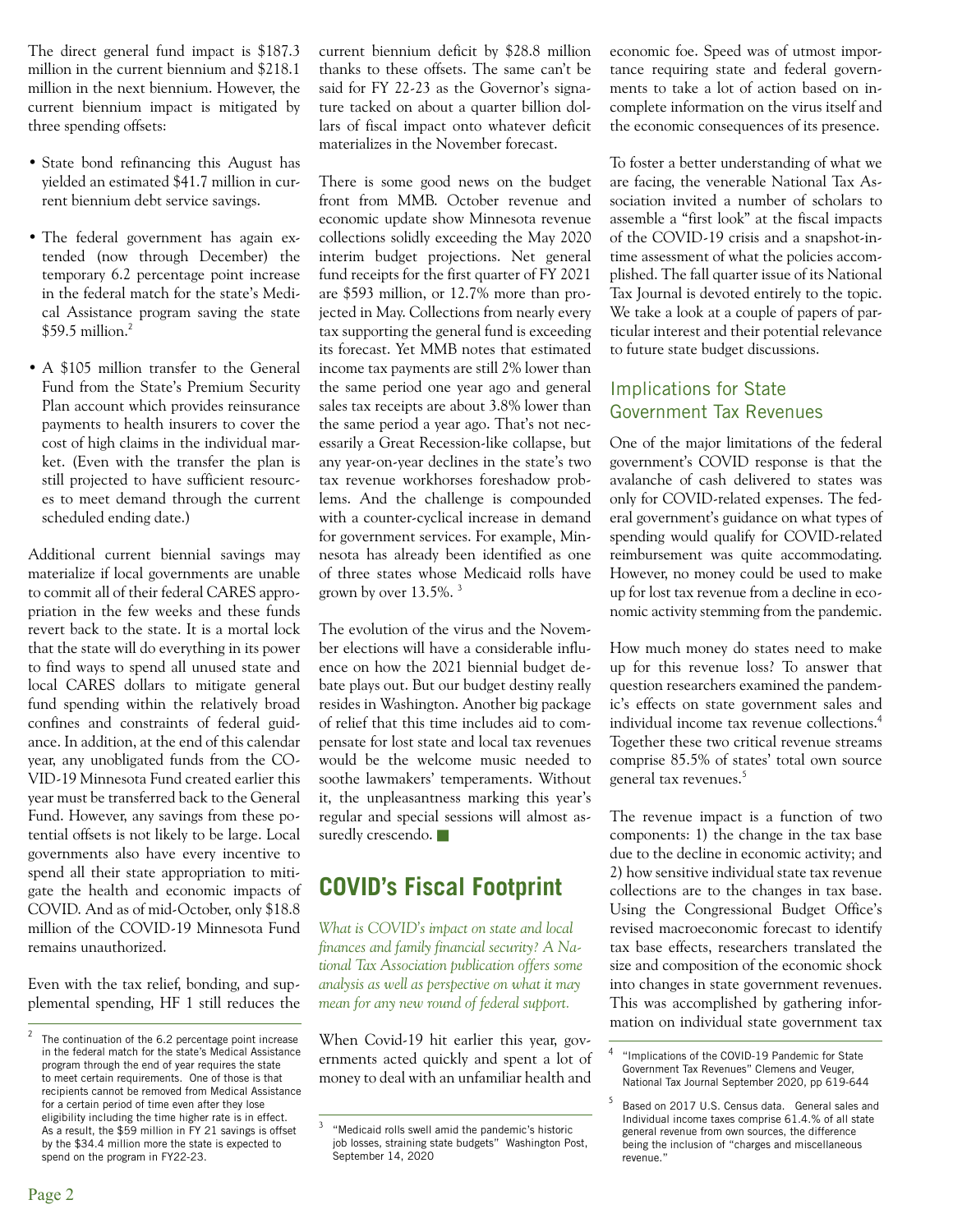The direct general fund impact is $187.3 million in the current biennium and $218.1 million in the next biennium. However, the current biennium impact is mitigated by three spending offsets:

- State bond refinancing this August has yielded an estimated $41.7 million in current biennium debt service savings.
- The federal government has again extended (now through December) the temporary 6.2 percentage point increase in the federal match for the state's Medical Assistance program saving the state $59.5 million.[2]
- A $105 million transfer to the General Fund from the State's Premium Security Plan account which provides reinsurance payments to health insurers to cover the cost of high claims in the individual market. (Even with the transfer the plan is still projected to have sufficient resources to meet demand through the current scheduled ending date.)

Additional current biennial savings may materialize if local governments are unable to commit all of their federal CARES appropriation in the few weeks and these funds revert back to the state. It is a mortal lock that the state will do everything in its power to find ways to spend all unused state and local CARES dollars to mitigate general fund spending within the relatively broad confines and constraints of federal guidance. In addition, at the end of this calendar year, any unobligated funds from the COVID-19 Minnesota Fund created earlier this year must be transferred back to the General Fund. However, any savings from these potential offsets is not likely to be large. Local governments also have every incentive to spend all their state appropriation to mitigate the health and economic impacts of COVID. And as of mid-October, only $18.8 million of the COVID-19 Minnesota Fund remains unauthorized.

Even with the tax relief, bonding, and supplemental spending, HF 1 still reduces the current biennium deficit by $28.8 million thanks to these offsets. The same can't be said for FY 22-23 as the Governor's signature tacked on about a quarter billion dollars of fiscal impact onto whatever deficit materializes in the November forecast.

There is some good news on the budget front from MMB. October revenue and economic update show Minnesota revenue collections solidly exceeding the May 2020 interim budget projections. Net general fund receipts for the first quarter of FY 2021 are $593 million, or 12.7% more than projected in May. Collections from nearly every tax supporting the general fund is exceeding its forecast. Yet MMB notes that estimated income tax payments are still 2% lower than the same period one year ago and general sales tax receipts are about 3.8% lower than the same period a year ago. That's not necessarily a Great Recession-like collapse, but any year-on-year declines in the state's two tax revenue workhorses foreshadow problems. And the challenge is compounded with a counter-cyclical increase in demand for government services. For example, Minnesota has already been identified as one of three states whose Medicaid rolls have grown by over 13.5%.[3]

The evolution of the virus and the November elections will have a considerable influence on how the 2021 biennial budget debate plays out. But our budget destiny really resides in Washington. Another big package of relief that this time includes aid to compensate for lost state and local tax revenues would be the welcome music needed to soothe lawmakers' temperaments. Without it, the unpleasantness marking this year's regular and special sessions will almost assuredly crescendo. ■

# COVID's Fiscal Footprint

*What is COVID's impact on state and local finances and family financial security? A National Tax Association publication offers some analysis as well as perspective on what it may mean for any new round of federal support.*

When Covid-19 hit earlier this year, governments acted quickly and spent a lot of money to deal with an unfamiliar health and economic foe. Speed was of utmost importance requiring state and federal governments to take a lot of action based on incomplete information on the virus itself and the economic consequences of its presence.

To foster a better understanding of what we are facing, the venerable National Tax Association invited a number of scholars to assemble a "first look" at the fiscal impacts of the COVID-19 crisis and a snapshot-in-time assessment of what the policies accomplished. The fall quarter issue of its National Tax Journal is devoted entirely to the topic. We take a look at a couple of papers of particular interest and their potential relevance to future state budget discussions.

## Implications for State Government Tax Revenues

One of the major limitations of the federal government's COVID response is that the avalanche of cash delivered to states was only for COVID-related expenses. The federal government's guidance on what types of spending would qualify for COVID-related reimbursement was quite accommodating. However, no money could be used to make up for lost tax revenue from a decline in economic activity stemming from the pandemic.

How much money do states need to make up for this revenue loss? To answer that question researchers examined the pandemic's effects on state government sales and individual income tax revenue collections.[4] Together these two critical revenue streams comprise 85.5% of states' total own source general tax revenues.[5]

The revenue impact is a function of two components: 1) the change in the tax base due to the decline in economic activity; and 2) how sensitive individual state tax revenue collections are to the changes in tax base. Using the Congressional Budget Office's revised macroeconomic forecast to identify tax base effects, researchers translated the size and composition of the economic shock into changes in state government revenues. This was accomplished by gathering information on individual state government tax

---

[2] The continuation of the 6.2 percentage point increase in the federal match for the state's Medical Assistance program through the end of year requires the state to meet certain requirements. One of those is that recipients cannot be removed from Medical Assistance for a certain period of time even after they lose eligibility including the time higher rate is in effect. As a result, the $59 million in FY 21 savings is offset by the $34.4 million more the state is expected to spend on the program in FY22-23.

[3] "Medicaid rolls swell amid the pandemic's historic job losses, straining state budgets" Washington Post, September 14, 2020

[4] "Implications of the COVID-19 Pandemic for State Government Tax Revenues" Clemens and Veuger, National Tax Journal September 2020, pp 619-644

[5] Based on 2017 U.S. Census data. General sales and Individual income taxes comprise 61.4.% of all state general revenue from own sources, the difference being the inclusion of "charges and miscellaneous revenue."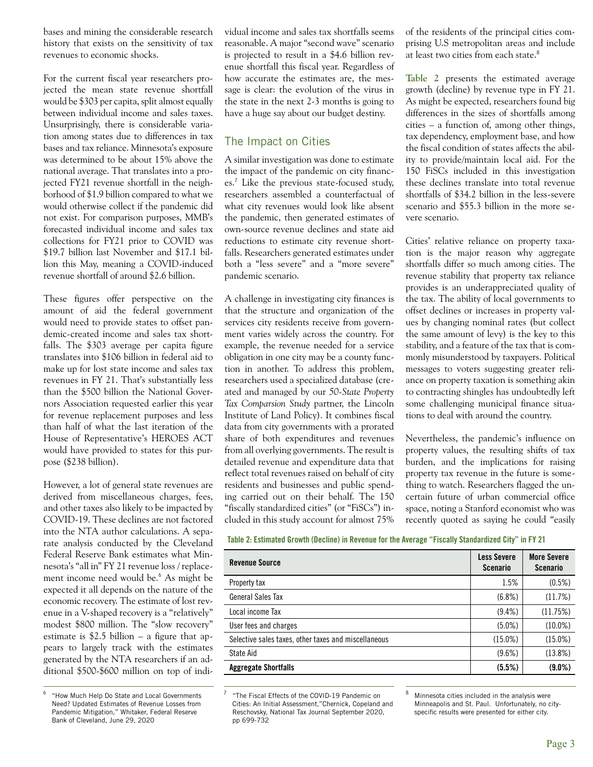bases and mining the considerable research history that exists on the sensitivity of tax revenues to economic shocks.

For the current fiscal year researchers projected the mean state revenue shortfall would be $303 per capita, split almost equally between individual income and sales taxes. Unsurprisingly, there is considerable variation among states due to differences in tax bases and tax reliance. Minnesota's exposure was determined to be about 15% above the national average. That translates into a projected FY21 revenue shortfall in the neighborhood of $1.9 billion compared to what we would otherwise collect if the pandemic did not exist. For comparison purposes, MMB's forecasted individual income and sales tax collections for FY21 prior to COVID was $19.7 billion last November and $17.1 billion this May, meaning a COVID-induced revenue shortfall of around $2.6 billion.

These figures offer perspective on the amount of aid the federal government would need to provide states to offset pandemic-created income and sales tax shortfalls. The $303 average per capita figure translates into $106 billion in federal aid to make up for lost state income and sales tax revenues in FY 21. That's substantially less than the $500 billion the National Governors Association requested earlier this year for revenue replacement purposes and less than half of what the last iteration of the House of Representative's HEROES ACT would have provided to states for this purpose ($238 billion).

However, a lot of general state revenues are derived from miscellaneous charges, fees, and other taxes also likely to be impacted by COVID-19. These declines are not factored into the NTA author calculations. A separate analysis conducted by the Cleveland Federal Reserve Bank estimates what Minnesota's "all in" FY 21 revenue loss / replacement income need would be.[6] As might be expected it all depends on the nature of the economic recovery. The estimate of lost revenue in a V-shaped recovery is a "relatively" modest $800 million. The "slow recovery" estimate is $2.5 billion – a figure that appears to largely track with the estimates generated by the NTA researchers if an additional $500-$600 million on top of individual income and sales tax shortfalls seems reasonable. A major "second wave" scenario is projected to result in a $4.6 billion revenue shortfall this fiscal year. Regardless of how accurate the estimates are, the message is clear: the evolution of the virus in the state in the next 2-3 months is going to have a huge say about our budget destiny.

## The Impact on Cities

A similar investigation was done to estimate the impact of the pandemic on city finances.[7] Like the previous state-focused study, researchers assembled a counterfactual of what city revenues would look like absent the pandemic, then generated estimates of own-source revenue declines and state aid reductions to estimate city revenue shortfalls. Researchers generated estimates under both a "less severe" and a "more severe" pandemic scenario.

A challenge in investigating city finances is that the structure and organization of the services city residents receive from government varies widely across the country. For example, the revenue needed for a service obligation in one city may be a county function in another. To address this problem, researchers used a specialized database (created and managed by our *50-State Property Tax Comparison Study* partner, the Lincoln Institute of Land Policy). It combines fiscal data from city governments with a prorated share of both expenditures and revenues from all overlying governments. The result is detailed revenue and expenditure data that reflect total revenues raised on behalf of city residents and businesses and public spending carried out on their behalf. The 150 "fiscally standardized cities" (or "FiSCs") included in this study account for almost 75% of the residents of the principal cities comprising U.S metropolitan areas and include at least two cities from each state.[8]

**Table 2** presents the estimated average growth (decline) by revenue type in FY 21. As might be expected, researchers found big differences in the sizes of shortfalls among cities – a function of, among other things, tax dependency, employment base, and how the fiscal condition of states affects the ability to provide/maintain local aid. For the 150 FiSCs included in this investigation these declines translate into total revenue shortfalls of $34.2 billion in the less-severe scenario and $55.3 billion in the more severe scenario.

Cities' relative reliance on property taxation is the major reason why aggregate shortfalls differ so much among cities. The revenue stability that property tax reliance provides is an underappreciated quality of the tax. The ability of local governments to offset declines or increases in property values by changing nominal rates (but collect the same amount of levy) is the key to this stability, and a feature of the tax that is commonly misunderstood by taxpayers. Political messages to voters suggesting greater reliance on property taxation is something akin to contracting shingles has undoubtedly left some challenging municipal finance situations to deal with around the country.

Nevertheless, the pandemic's influence on property values, the resulting shifts of tax burden, and the implications for raising property tax revenue in the future is something to watch. Researchers flagged the uncertain future of urban commercial office space, noting a Stanford economist who was recently quoted as saying he could "easily

**Table 2: Estimated Growth (Decline) in Revenue for the Average "Fiscally Standardized City" in FY 21**

| Revenue Source | Less Severe Scenario | More Severe Scenario |
|---|---|---|
| Property tax | 1.5% | (0.5%) |
| General Sales Tax | (6.8%) | (11.7%) |
| Local income Tax | (9.4%) | (11.75%) |
| User fees and charges | (5.0%) | (10.0%) |
| Selective sales taxes, other taxes and miscellaneous | (15.0%) | (15.0%) |
| State Aid | (9.6%) | (13.8%) |
| **Aggregate Shortfalls** | **(5.5%)** | **(9.0%)** |

[6] "How Much Help Do State and Local Governments Need? Updated Estimates of Revenue Losses from Pandemic Mitigation," Whitaker, Federal Reserve Bank of Cleveland, June 29, 2020

[7] "The Fiscal Effects of the COVID-19 Pandemic on Cities: An Initial Assessment,"Chernick, Copeland and Reschovsky, National Tax Journal September 2020, pp 699-732

[8] Minnesota cities included in the analysis were Minneapolis and St. Paul. Unfortunately, no city-specific results were presented for either city.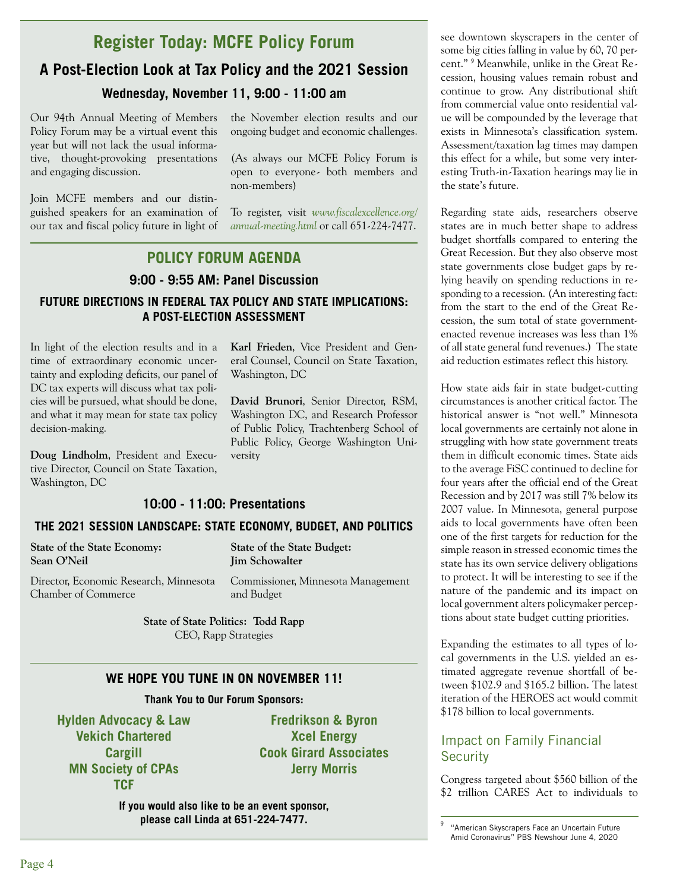# Register Today: MCFE Policy Forum

## A Post-Election Look at Tax Policy and the 2021 Session

### Wednesday, November 11, 9:00 - 11:00 am

Our 94th Annual Meeting of Members Policy Forum may be a virtual event this year but will not lack the usual informative, thought-provoking presentations and engaging discussion.

Join MCFE members and our distinguished speakers for an examination of our tax and fiscal policy future in light of the November election results and our ongoing budget and economic challenges.

(As always our MCFE Policy Forum is open to everyone- both members and non-members)

To register, visit *www.fiscalexcellence.org/annual-meeting.html* or call 651-224-7477.

## POLICY FORUM AGENDA

### 9:00 - 9:55 AM: Panel Discussion

**FUTURE DIRECTIONS IN FEDERAL TAX POLICY AND STATE IMPLICATIONS: A POST-ELECTION ASSESSMENT**

In light of the election results and in a time of extraordinary economic uncertainty and exploding deficits, our panel of DC tax experts will discuss what tax policies will be pursued, what should be done, and what it may mean for state tax policy decision-making.

**Doug Lindholm**, President and Executive Director, Council on State Taxation, Washington, DC

**Karl Frieden**, Vice President and General Counsel, Council on State Taxation, Washington, DC

**David Brunori**, Senior Director, RSM, Washington DC, and Research Professor of Public Policy, Trachtenberg School of Public Policy, George Washington University

### 10:00 - 11:00: Presentations

**THE 2021 SESSION LANDSCAPE: STATE ECONOMY, BUDGET, AND POLITICS**

**State of the State Economy: Sean O'Neil**

Director, Economic Research, Minnesota Chamber of Commerce

**State of the State Budget: Jim Schowalter**

Commissioner, Minnesota Management and Budget

**State of State Politics: Todd Rapp**

CEO, Rapp Strategies

### WE HOPE YOU TUNE IN ON NOVEMBER 11!

**Thank You to Our Forum Sponsors:**

**Hylden Advocacy & Law**
**Vekich Chartered**
**Cargill**
**MN Society of CPAs**
**TCF**
**Fredrikson & Byron**
**Xcel Energy**
**Cook Girard Associates**
**Jerry Morris**

**If you would also like to be an event sponsor, please call Linda at 651-224-7477.**

see downtown skyscrapers in the center of some big cities falling in value by 60, 70 percent." [9] Meanwhile, unlike in the Great Recession, housing values remain robust and continue to grow. Any distributional shift from commercial value onto residential value will be compounded by the leverage that exists in Minnesota's classification system. Assessment/taxation lag times may dampen this effect for a while, but some very interesting Truth-in-Taxation hearings may lie in the state's future.

Regarding state aids, researchers observe states are in much better shape to address budget shortfalls compared to entering the Great Recession. But they also observe most state governments close budget gaps by relying heavily on spending reductions in responding to a recession. (An interesting fact: from the start to the end of the Great Recession, the sum total of state government-enacted revenue increases was less than 1% of all state general fund revenues.) The state aid reduction estimates reflect this history.

How state aids fair in state budget-cutting circumstances is another critical factor. The historical answer is "not well." Minnesota local governments are certainly not alone in struggling with how state government treats them in difficult economic times. State aids to the average FiSC continued to decline for four years after the official end of the Great Recession and by 2017 was still 7% below its 2007 value. In Minnesota, general purpose aids to local governments have often been one of the first targets for reduction for the simple reason in stressed economic times the state has its own service delivery obligations to protect. It will be interesting to see if the nature of the pandemic and its impact on local government alters policymaker perceptions about state budget cutting priorities.

Expanding the estimates to all types of local governments in the U.S. yielded an estimated aggregate revenue shortfall of between \$102.9 and \$165.2 billion. The latest iteration of the HEROES act would commit \$178 billion to local governments.

## Impact on Family Financial Security

Congress targeted about \$560 billion of the \$2 trillion CARES Act to individuals to

[9] "American Skyscrapers Face an Uncertain Future Amid Coronavirus" PBS Newshour June 4, 2020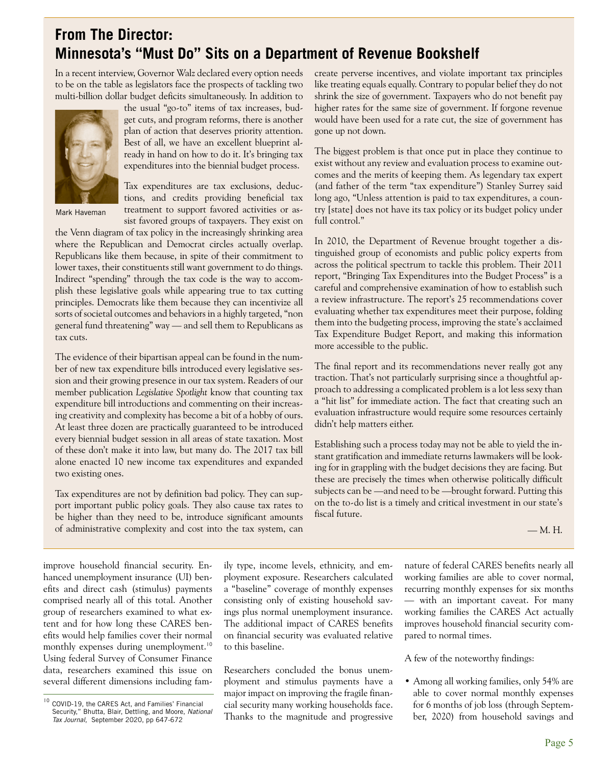## From The Director:
## Minnesota's "Must Do" Sits on a Department of Revenue Bookshelf

In a recent interview, Governor Walz declared every option needs to be on the table as legislators face the prospects of tackling two multi-billion dollar budget deficits simultaneously. In addition to the usual "go-to" items of tax increases, budget cuts, and program reforms, there is another plan of action that deserves priority attention. Best of all, we have an excellent blueprint already in hand on how to do it. It's bringing tax expenditures into the biennial budget process.

Mark Haveman

Tax expenditures are tax exclusions, deductions, and credits providing beneficial tax treatment to support favored activities or assist favored groups of taxpayers. They exist on the Venn diagram of tax policy in the increasingly shrinking area where the Republican and Democrat circles actually overlap. Republicans like them because, in spite of their commitment to lower taxes, their constituents still want government to do things. Indirect "spending" through the tax code is the way to accomplish these legislative goals while appearing true to tax cutting principles. Democrats like them because they can incentivize all sorts of societal outcomes and behaviors in a highly targeted, "non general fund threatening" way — and sell them to Republicans as tax cuts.

The evidence of their bipartisan appeal can be found in the number of new tax expenditure bills introduced every legislative session and their growing presence in our tax system. Readers of our member publication *Legislative Spotlight* know that counting tax expenditure bill introductions and commenting on their increasing creativity and complexity has become a bit of a hobby of ours. At least three dozen are practically guaranteed to be introduced every biennial budget session in all areas of state taxation. Most of these don't make it into law, but many do. The 2017 tax bill alone enacted 10 new income tax expenditures and expanded two existing ones.

Tax expenditures are not by definition bad policy. They can support important public policy goals. They also cause tax rates to be higher than they need to be, introduce significant amounts of administrative complexity and cost into the tax system, can create perverse incentives, and violate important tax principles like treating equals equally. Contrary to popular belief they do not shrink the size of government. Taxpayers who do not benefit pay higher rates for the same size of government. If forgone revenue would have been used for a rate cut, the size of government has gone up not down.

The biggest problem is that once put in place they continue to exist without any review and evaluation process to examine outcomes and the merits of keeping them. As legendary tax expert (and father of the term "tax expenditure") Stanley Surrey said long ago, "Unless attention is paid to tax expenditures, a country [state] does not have its tax policy or its budget policy under full control."

In 2010, the Department of Revenue brought together a distinguished group of economists and public policy experts from across the political spectrum to tackle this problem. Their 2011 report, "Bringing Tax Expenditures into the Budget Process" is a careful and comprehensive examination of how to establish such a review infrastructure. The report's 25 recommendations cover evaluating whether tax expenditures meet their purpose, folding them into the budgeting process, improving the state's acclaimed Tax Expenditure Budget Report, and making this information more accessible to the public.

The final report and its recommendations never really got any traction. That's not particularly surprising since a thoughtful approach to addressing a complicated problem is a lot less sexy than a "hit list" for immediate action. The fact that creating such an evaluation infrastructure would require some resources certainly didn't help matters either.

Establishing such a process today may not be able to yield the instant gratification and immediate returns lawmakers will be looking for in grappling with the budget decisions they are facing. But these are precisely the times when otherwise politically difficult subjects can be —and need to be —brought forward. Putting this on the to-do list is a timely and critical investment in our state's fiscal future.

— M. H.

---

improve household financial security. Enhanced unemployment insurance (UI) benefits and direct cash (stimulus) payments comprised nearly all of this total. Another group of researchers examined to what extent and for how long these CARES benefits would help families cover their normal monthly expenses during unemployment.[10] Using federal Survey of Consumer Finance data, researchers examined this issue on several different dimensions including family type, income levels, ethnicity, and employment exposure. Researchers calculated a "baseline" coverage of monthly expenses consisting only of existing household savings plus normal unemployment insurance. The additional impact of CARES benefits on financial security was evaluated relative to this baseline.

Researchers concluded the bonus unemployment and stimulus payments have a major impact on improving the fragile financial security many working households face. Thanks to the magnitude and progressive nature of federal CARES benefits nearly all working families are able to cover normal, recurring monthly expenses for six months — with an important caveat. For many working families the CARES Act actually improves household financial security compared to normal times.

A few of the noteworthy findings:

- Among all working families, only 54% are able to cover normal monthly expenses for 6 months of job loss (through September, 2020) from household savings and

[10] COVID-19, the CARES Act, and Families' Financial Security," Bhutta, Blair, Dettling, and Moore, *National Tax Journal*, September 2020, pp 647-672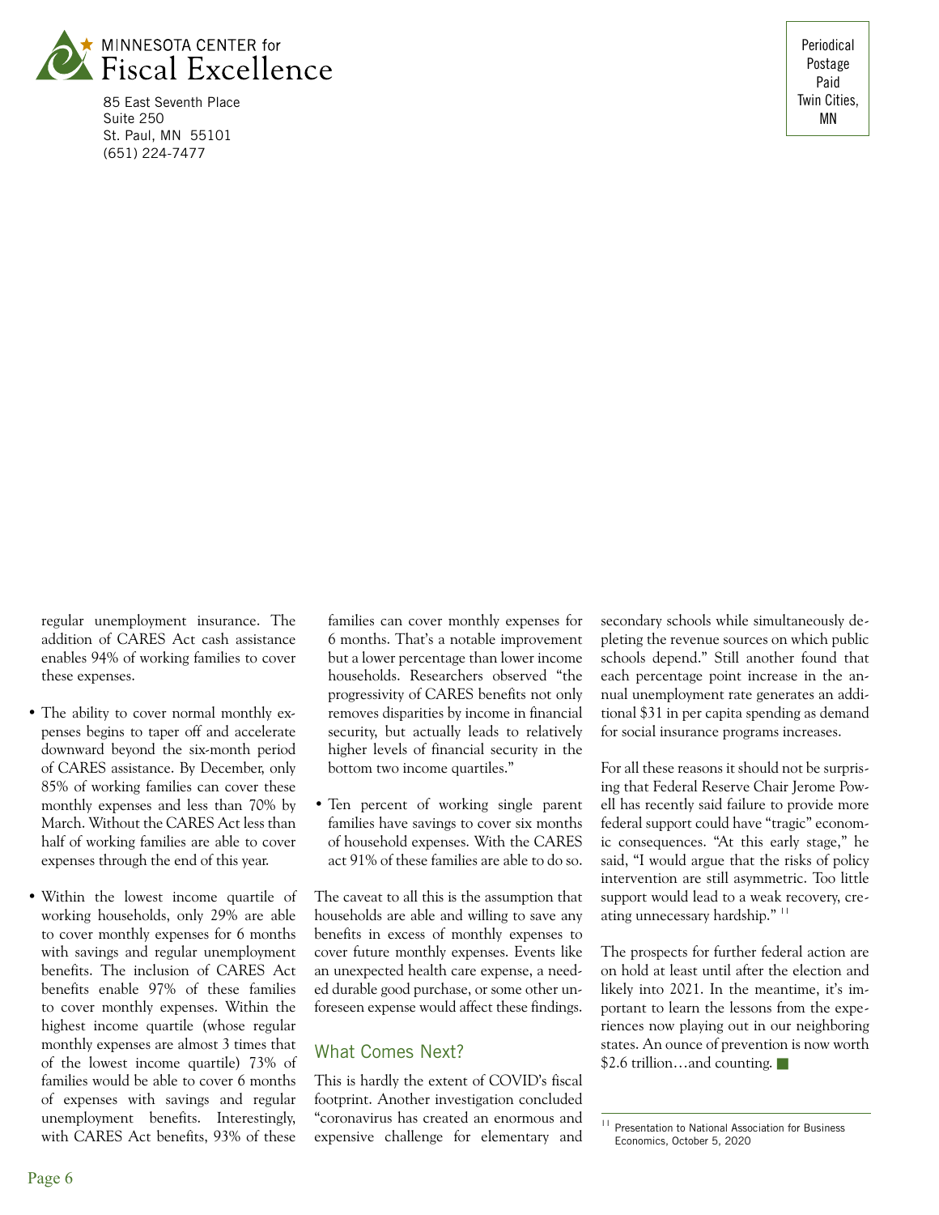MINNESOTA CENTER for Fiscal Excellence

85 East Seventh Place
Suite 250
St. Paul, MN 55101
(651) 224-7477

Periodical Postage Paid Twin Cities, MN

regular unemployment insurance. The addition of CARES Act cash assistance enables 94% of working families to cover these expenses.

- The ability to cover normal monthly expenses begins to taper off and accelerate downward beyond the six-month period of CARES assistance. By December, only 85% of working families can cover these monthly expenses and less than 70% by March. Without the CARES Act less than half of working families are able to cover expenses through the end of this year.

- Within the lowest income quartile of working households, only 29% are able to cover monthly expenses for 6 months with savings and regular unemployment benefits. The inclusion of CARES Act benefits enable 97% of these families to cover monthly expenses. Within the highest income quartile (whose regular monthly expenses are almost 3 times that of the lowest income quartile) 73% of families would be able to cover 6 months of expenses with savings and regular unemployment benefits. Interestingly, with CARES Act benefits, 93% of these families can cover monthly expenses for 6 months. That's a notable improvement but a lower percentage than lower income households. Researchers observed "the progressivity of CARES benefits not only removes disparities by income in financial security, but actually leads to relatively higher levels of financial security in the bottom two income quartiles."

- Ten percent of working single parent families have savings to cover six months of household expenses. With the CARES act 91% of these families are able to do so.

The caveat to all this is the assumption that households are able and willing to save any benefits in excess of monthly expenses to cover future monthly expenses. Events like an unexpected health care expense, a needed durable good purchase, or some other unforeseen expense would affect these findings.

## What Comes Next?

This is hardly the extent of COVID's fiscal footprint. Another investigation concluded "coronavirus has created an enormous and expensive challenge for elementary and secondary schools while simultaneously depleting the revenue sources on which public schools depend." Still another found that each percentage point increase in the annual unemployment rate generates an additional $31 in per capita spending as demand for social insurance programs increases.

For all these reasons it should not be surprising that Federal Reserve Chair Jerome Powell has recently said failure to provide more federal support could have "tragic" economic consequences. "At this early stage," he said, "I would argue that the risks of policy intervention are still asymmetric. Too little support would lead to a weak recovery, creating unnecessary hardship." [11]

The prospects for further federal action are on hold at least until after the election and likely into 2021. In the meantime, it's important to learn the lessons from the experiences now playing out in our neighboring states. An ounce of prevention is now worth $2.6 trillion…and counting. ■

[11] Presentation to National Association for Business Economics, October 5, 2020